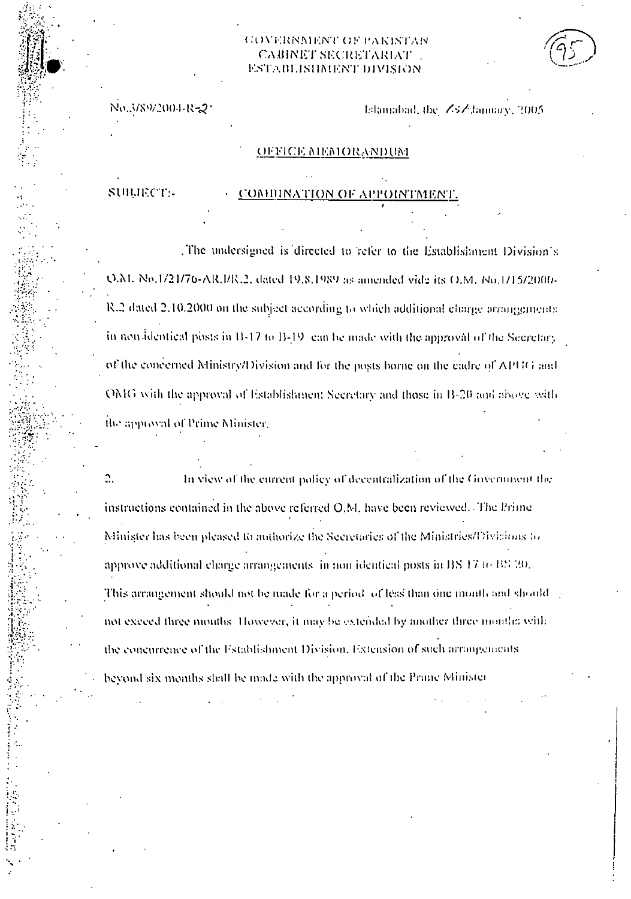GOVERNMENT OF PAKISTAN
CABINET SECRETARIAT
ESTABLISHMENT DIVISION

No.3/89/2004-R-2

Islamabad, the 25 January, 2005

## OFFICE MEMORANDUM

**SUBJECT:- COMBINATION OF APPOINTMENT.**

The undersigned is directed to refer to the Establishment Division's O.M. No.1/21/76-AR.I/R.2, dated 19.8.1989 as amended vide its O.M. No.1/15/2000-R.2 dated 2.10.2000 on the subject according to which additional charge arrangements in non identical posts in B-17 to B-19 can be made with the approval of the Secretary of the concerned Ministry/Division and for the posts borne on the cadre of APUG and OMG with the approval of Establishment Secretary and those in B-20 and above with the approval of Prime Minister.

2. In view of the current policy of decentralization of the Government the instructions contained in the above referred O.M. have been reviewed. The Prime Minister has been pleased to authorize the Secretaries of the Ministries/Divisions to approve additional charge arrangements in non identical posts in BS 17 to BS 20. This arrangement should not be made for a period of less than one month and should not exceed three months. However, it may be extended by another three months with the concurrence of the Establishment Division. Extension of such arrangements beyond six months shall be made with the approval of the Prime Minister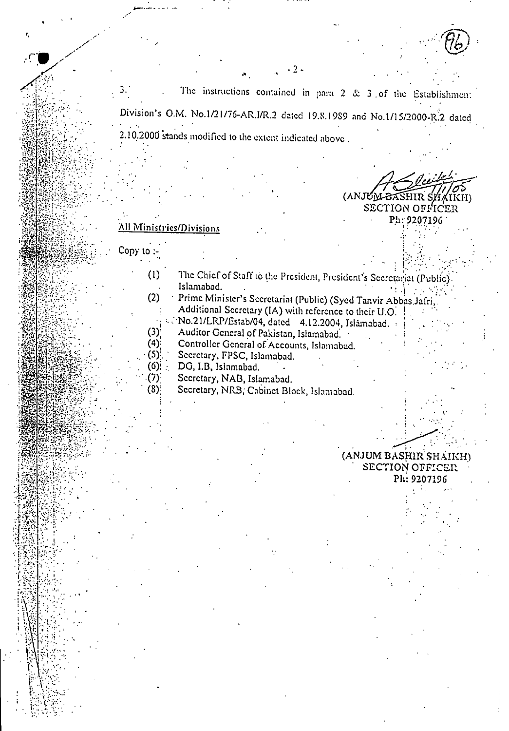3. The instructions contained in para 2 & 3 of the Establishment Division's O.M. No.1/21/76-AR.I/R.2 dated 19.8.1989 and No.1/15/2000-R.2 dated 2.10.2000 stands modified to the extent indicated above.

(ANJUM BASHIR SHAIKH)
SECTION OFFICER
Ph: 9207196

All Ministries/Divisions

Copy to :-

(1) The Chief of Staff to the President, President's Secretariat (Public), Islamabad.
(2) Prime Minister's Secretariat (Public) (Syed Tanvir Abbas Jafri, Additional Secretary (IA) with reference to their U.O. No.21/LRP/Estab/04, dated 4.12.2004, Islamabad.
(3) Auditor General of Pakistan, Islamabad.
(4) Controller General of Accounts, Islamabad.
(5) Secretary, FPSC, Islamabad.
(6) DG, I.B, Islamabad.
(7) Secretary, NAB, Islamabad.
(8) Secretary, NRB, Cabinet Block, Islamabad.

(ANJUM BASHIR SHAIKH)
SECTION OFFICER
Ph: 9207196